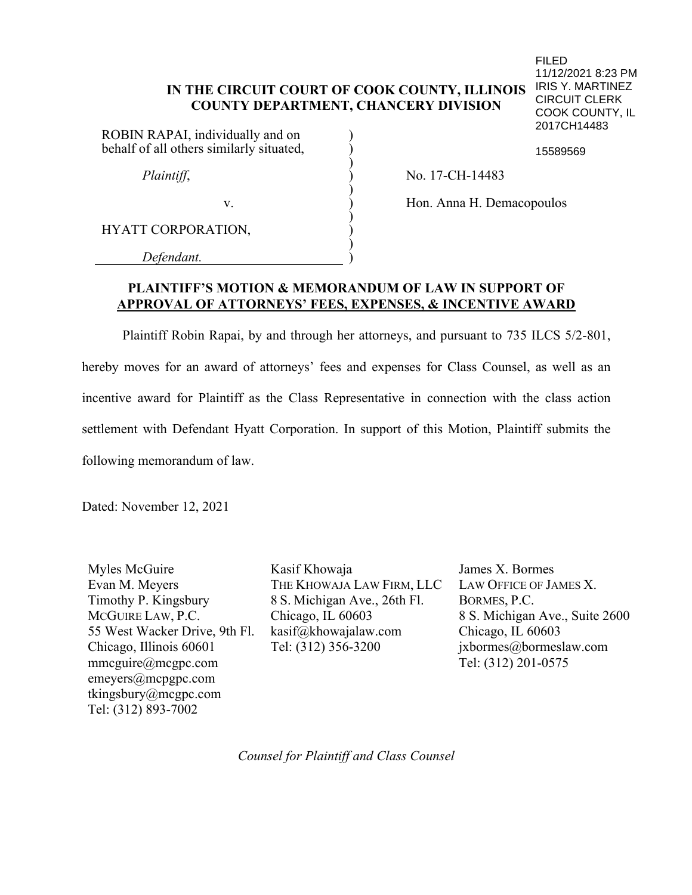FILED
11/12/2021 8:23 PM
IRIS Y. MARTINEZ
CIRCUIT CLERK
COOK COUNTY, IL
2017CH14483

15589569

**IN THE CIRCUIT COURT OF COOK COUNTY, ILLINOIS**
**COUNTY DEPARTMENT, CHANCERY DIVISION**

| | | |
|---|---|---|
| ROBIN RAPAI, individually and on behalf of all others similarly situated, | ) | |
| *Plaintiff*, | ) | No. 17-CH-14483 |
| v. | ) | Hon. Anna H. Demacopoulos |
| HYATT CORPORATION, | ) | |
| *Defendant.* | ) | |

**PLAINTIFF'S MOTION & MEMORANDUM OF LAW IN SUPPORT OF APPROVAL OF ATTORNEYS' FEES, EXPENSES, & INCENTIVE AWARD**

Plaintiff Robin Rapai, by and through her attorneys, and pursuant to 735 ILCS 5/2-801, hereby moves for an award of attorneys' fees and expenses for Class Counsel, as well as an incentive award for Plaintiff as the Class Representative in connection with the class action settlement with Defendant Hyatt Corporation. In support of this Motion, Plaintiff submits the following memorandum of law.

Dated: November 12, 2021

Myles McGuire
Evan M. Meyers
Timothy P. Kingsbury
McGuire Law, P.C.
55 West Wacker Drive, 9th Fl.
Chicago, Illinois 60601
mmcguire@mcgpc.com
emeyers@mcpgpc.com
tkingsbury@mcgpc.com
Tel: (312) 893-7002

Kasif Khowaja
The Khowaja Law Firm, LLC
8 S. Michigan Ave., 26th Fl.
Chicago, IL 60603
kasif@khowajalaw.com
Tel: (312) 356-3200

James X. Bormes
Law Office of James X. Bormes, P.C.
8 S. Michigan Ave., Suite 2600
Chicago, IL 60603
jxbormes@bormeslaw.com
Tel: (312) 201-0575

*Counsel for Plaintiff and Class Counsel*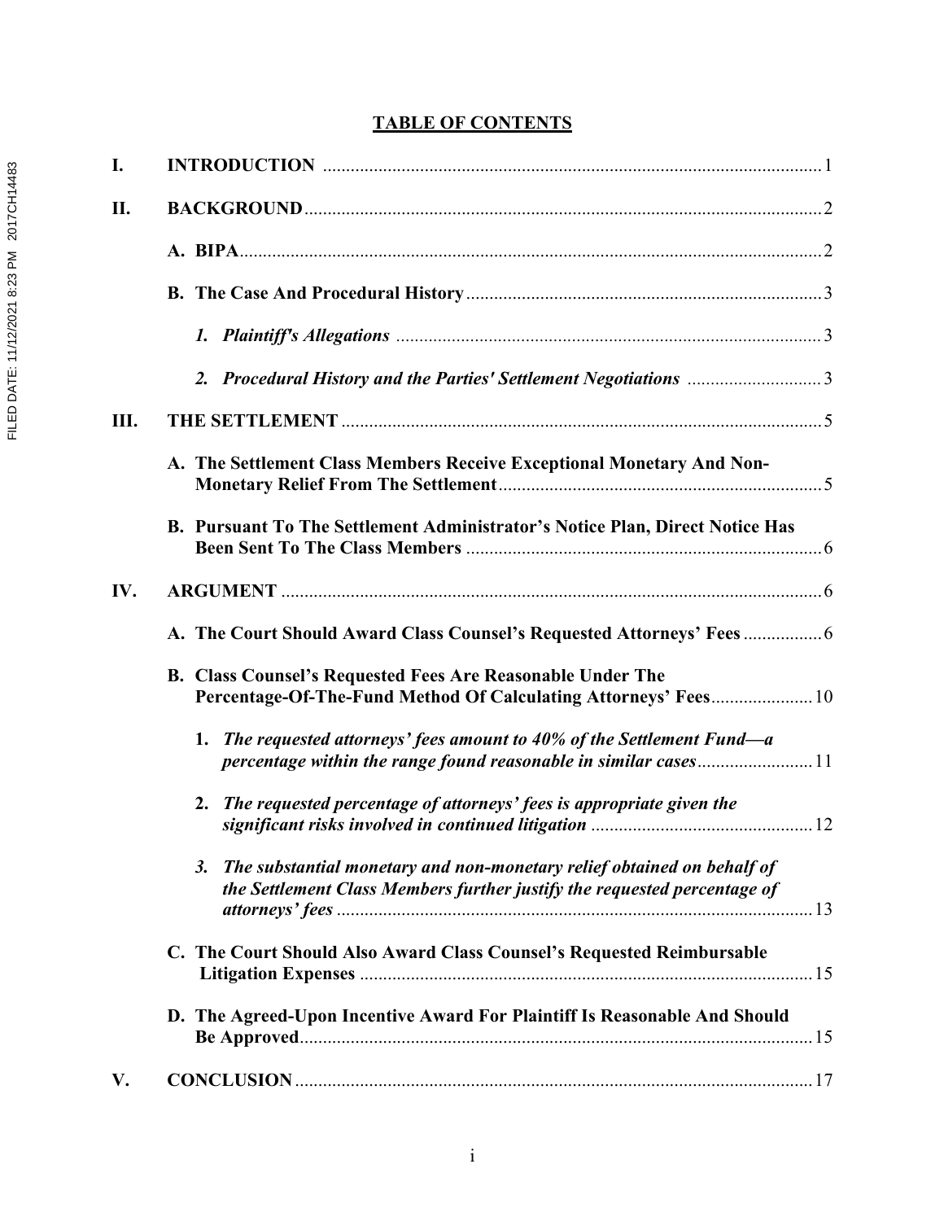# TABLE OF CONTENTS

I. **INTRODUCTION** ........................................................................................................1

II. **BACKGROUND** ..........................................................................................................2

  A. **BIPA** ......................................................................................................................2

  B. **The Case And Procedural History** .....................................................................3

   1. ***Plaintiff's Allegations*** .........................................................................................3

   2. ***Procedural History and the Parties' Settlement Negotiations*** ..............................3

III. **THE SETTLEMENT** ..................................................................................................5

  A. **The Settlement Class Members Receive Exceptional Monetary And Non-Monetary Relief From The Settlement** ...............................................................5

  B. **Pursuant To The Settlement Administrator's Notice Plan, Direct Notice Has Been Sent To The Class Members** .......................................................................6

IV. **ARGUMENT** ...............................................................................................................6

  A. **The Court Should Award Class Counsel's Requested Attorneys' Fees** ...............6

  B. **Class Counsel's Requested Fees Are Reasonable Under The Percentage-Of-The-Fund Method Of Calculating Attorneys' Fees** ......................10

   1. ***The requested attorneys' fees amount to 40% of the Settlement Fund—a percentage within the range found reasonable in similar cases*** ........................11

   2. ***The requested percentage of attorneys' fees is appropriate given the significant risks involved in continued litigation*** ................................................12

   3. ***The substantial monetary and non-monetary relief obtained on behalf of the Settlement Class Members further justify the requested percentage of attorneys' fees*** ....................................................................................................13

  C. **The Court Should Also Award Class Counsel's Requested Reimbursable Litigation Expenses** .............................................................................................15

  D. **The Agreed-Upon Incentive Award For Plaintiff Is Reasonable And Should Be Approved** ..........................................................................................................15

V. **CONCLUSION** ...........................................................................................................17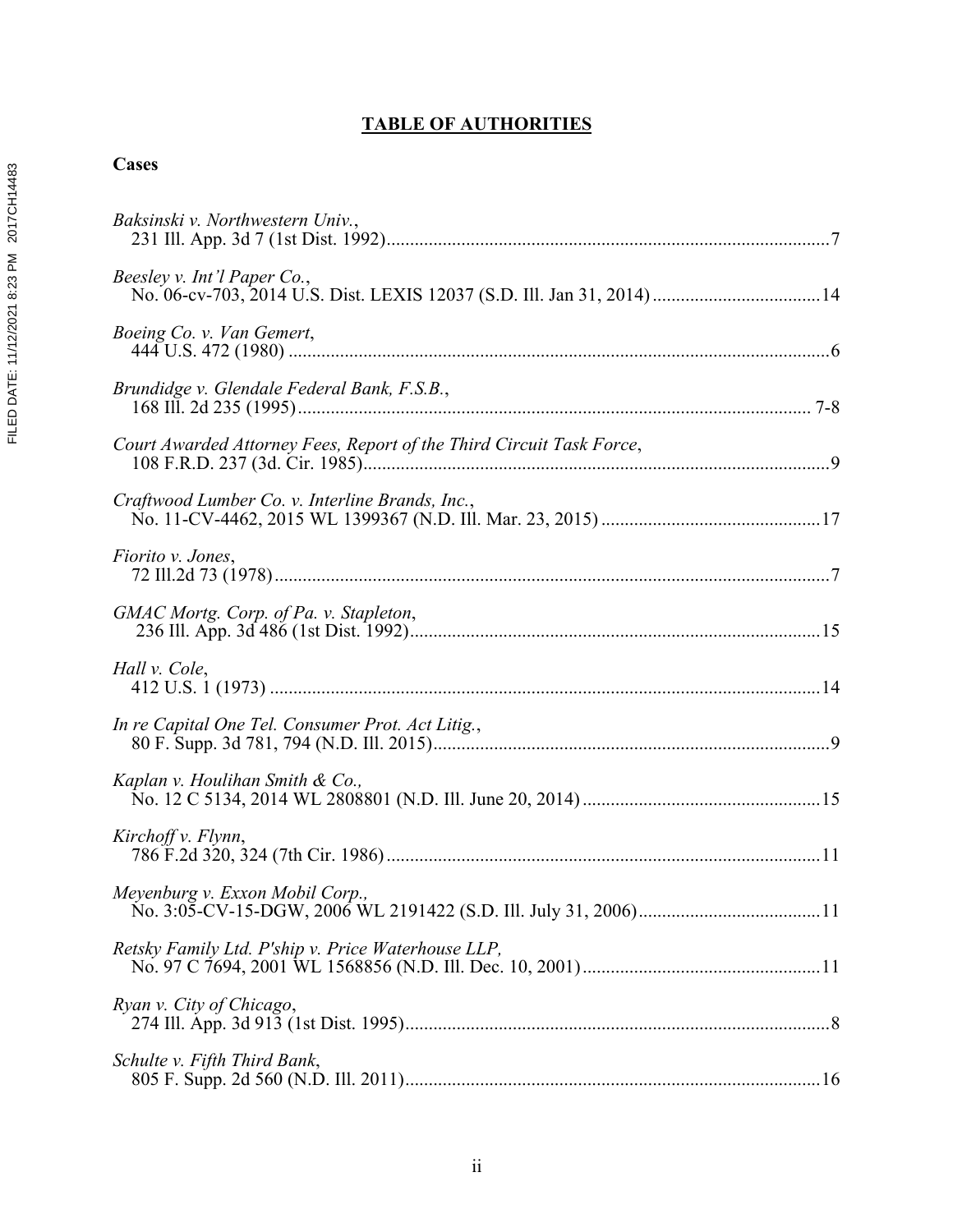# TABLE OF AUTHORITIES

## Cases

*Baksinski v. Northwestern Univ.*,
231 Ill. App. 3d 7 (1st Dist. 1992)....................................................................................7

*Beesley v. Int'l Paper Co.*,
No. 06-cv-703, 2014 U.S. Dist. LEXIS 12037 (S.D. Ill. Jan 31, 2014)....................................14

*Boeing Co. v. Van Gemert*,
444 U.S. 472 (1980) ..................................................................................................................6

*Brundidge v. Glendale Federal Bank, F.S.B.*,
168 Ill. 2d 235 (1995)............................................................................................................ 7-8

*Court Awarded Attorney Fees, Report of the Third Circuit Task Force*,
108 F.R.D. 237 (3d. Cir. 1985)...................................................................................................9

*Craftwood Lumber Co. v. Interline Brands, Inc.*,
No. 11-CV-4462, 2015 WL 1399367 (N.D. Ill. Mar. 23, 2015) ..............................................17

*Fiorito v. Jones*,
72 Ill.2d 73 (1978).......................................................................................................................7

*GMAC Mortg. Corp. of Pa. v. Stapleton*,
236 Ill. App. 3d 486 (1st Dist. 1992).......................................................................................15

*Hall v. Cole*,
412 U.S. 1 (1973) ....................................................................................................................14

*In re Capital One Tel. Consumer Prot. Act Litig.*,
80 F. Supp. 3d 781, 794 (N.D. Ill. 2015)....................................................................................9

*Kaplan v. Houlihan Smith & Co.,*
No. 12 C 5134, 2014 WL 2808801 (N.D. Ill. June 20, 2014)..................................................15

*Kirchoff v. Flynn*,
786 F.2d 320, 324 (7th Cir. 1986)............................................................................................11

*Meyenburg v. Exxon Mobil Corp.,*
No. 3:05-CV-15-DGW, 2006 WL 2191422 (S.D. Ill. July 31, 2006).......................................11

*Retsky Family Ltd. P'ship v. Price Waterhouse LLP,*
No. 97 C 7694, 2001 WL 1568856 (N.D. Ill. Dec. 10, 2001)..................................................11

*Ryan v. City of Chicago*,
274 Ill. App. 3d 913 (1st Dist. 1995)..........................................................................................8

*Schulte v. Fifth Third Bank*,
805 F. Supp. 2d 560 (N.D. Ill. 2011)........................................................................................16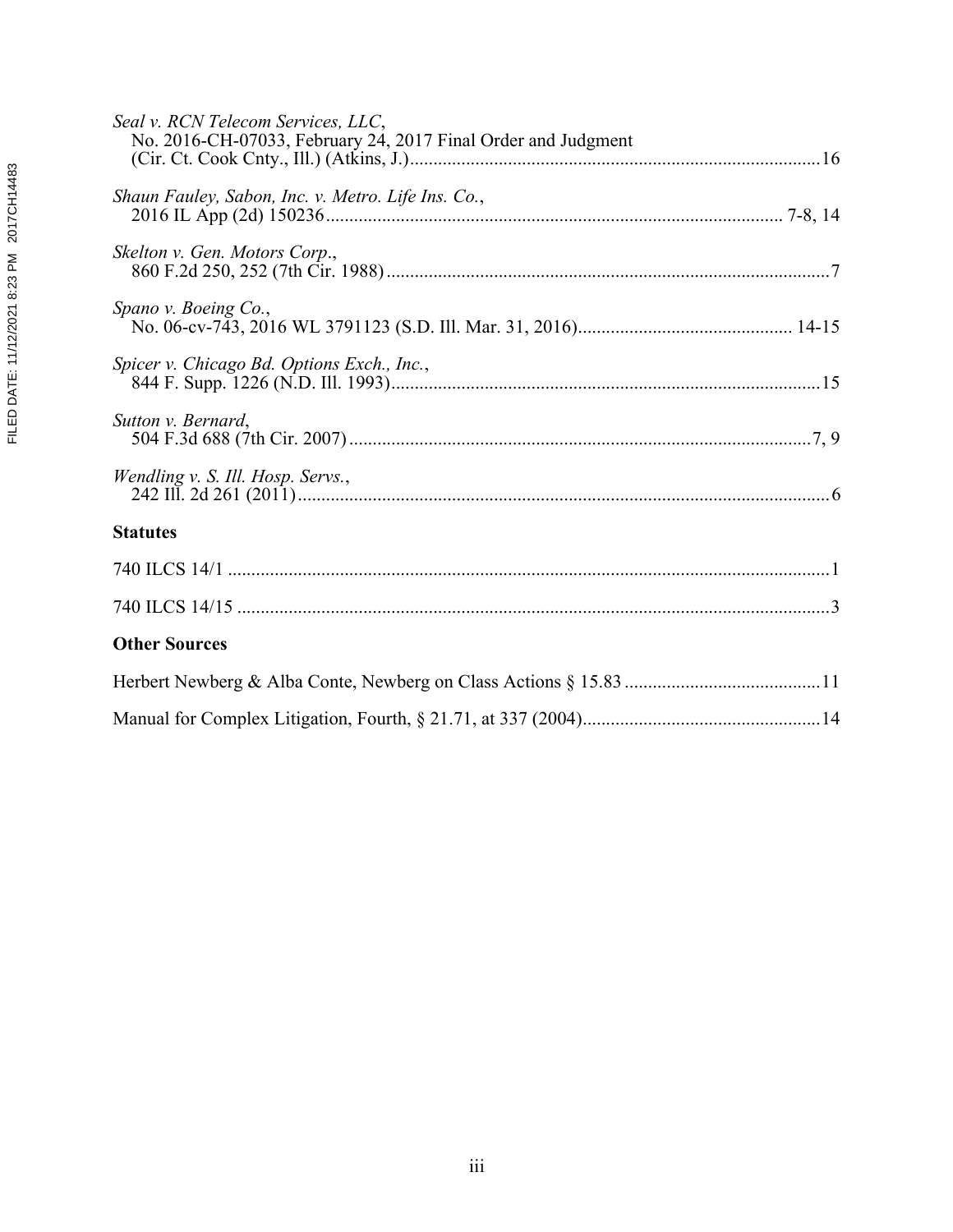*Seal v. RCN Telecom Services, LLC*,
No. 2016-CH-07033, February 24, 2017 Final Order and Judgment
(Cir. Ct. Cook Cnty., Ill.) (Atkins, J.)........................................................................................16

*Shaun Fauley, Sabon, Inc. v. Metro. Life Ins. Co.*,
2016 IL App (2d) 150236.................................................................................................. 7-8, 14

*Skelton v. Gen. Motors Corp.*,
860 F.2d 250, 252 (7th Cir. 1988)................................................................................................7

*Spano v. Boeing Co.*,
No. 06-cv-743, 2016 WL 3791123 (S.D. Ill. Mar. 31, 2016).............................................. 14-15

*Spicer v. Chicago Bd. Options Exch., Inc.*,
844 F. Supp. 1226 (N.D. Ill. 1993)............................................................................................15

*Sutton v. Bernard*,
504 F.3d 688 (7th Cir. 2007)...................................................................................................7, 9

*Wendling v. S. Ill. Hosp. Servs.*,
242 Ill. 2d 261 (2011)..................................................................................................................6

**Statutes**

740 ILCS 14/1 .................................................................................................................................1

740 ILCS 14/15 ...............................................................................................................................3

**Other Sources**

Herbert Newberg & Alba Conte, Newberg on Class Actions § 15.83 ..........................................11

Manual for Complex Litigation, Fourth, § 21.71, at 337 (2004)...................................................14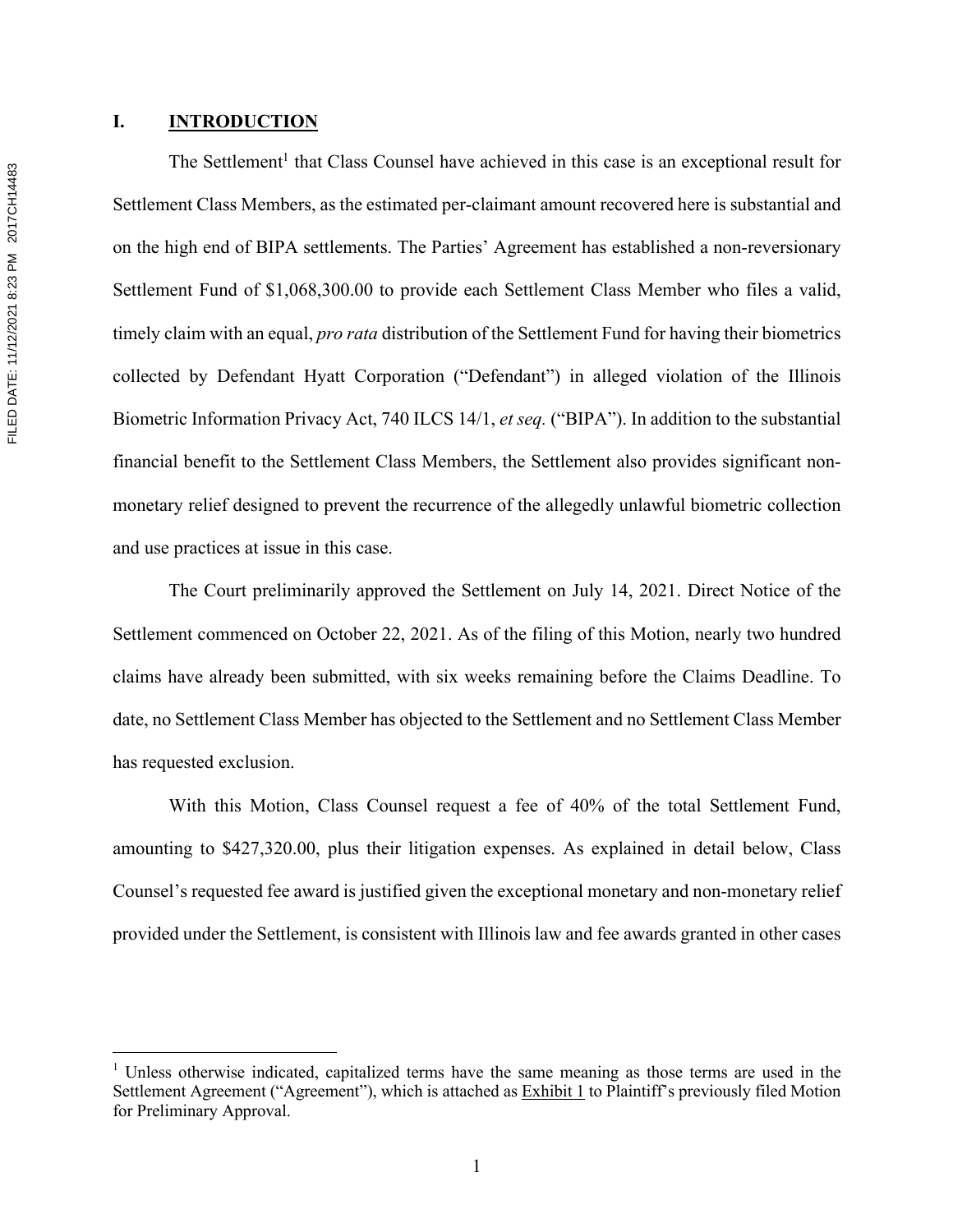## I. INTRODUCTION

The Settlement[1] that Class Counsel have achieved in this case is an exceptional result for Settlement Class Members, as the estimated per-claimant amount recovered here is substantial and on the high end of BIPA settlements. The Parties' Agreement has established a non-reversionary Settlement Fund of $1,068,300.00 to provide each Settlement Class Member who files a valid, timely claim with an equal, *pro rata* distribution of the Settlement Fund for having their biometrics collected by Defendant Hyatt Corporation ("Defendant") in alleged violation of the Illinois Biometric Information Privacy Act, 740 ILCS 14/1, *et seq.* ("BIPA"). In addition to the substantial financial benefit to the Settlement Class Members, the Settlement also provides significant non-monetary relief designed to prevent the recurrence of the allegedly unlawful biometric collection and use practices at issue in this case.

The Court preliminarily approved the Settlement on July 14, 2021. Direct Notice of the Settlement commenced on October 22, 2021. As of the filing of this Motion, nearly two hundred claims have already been submitted, with six weeks remaining before the Claims Deadline. To date, no Settlement Class Member has objected to the Settlement and no Settlement Class Member has requested exclusion.

With this Motion, Class Counsel request a fee of 40% of the total Settlement Fund, amounting to $427,320.00, plus their litigation expenses. As explained in detail below, Class Counsel's requested fee award is justified given the exceptional monetary and non-monetary relief provided under the Settlement, is consistent with Illinois law and fee awards granted in other cases

[1] Unless otherwise indicated, capitalized terms have the same meaning as those terms are used in the Settlement Agreement ("Agreement"), which is attached as Exhibit 1 to Plaintiff's previously filed Motion for Preliminary Approval.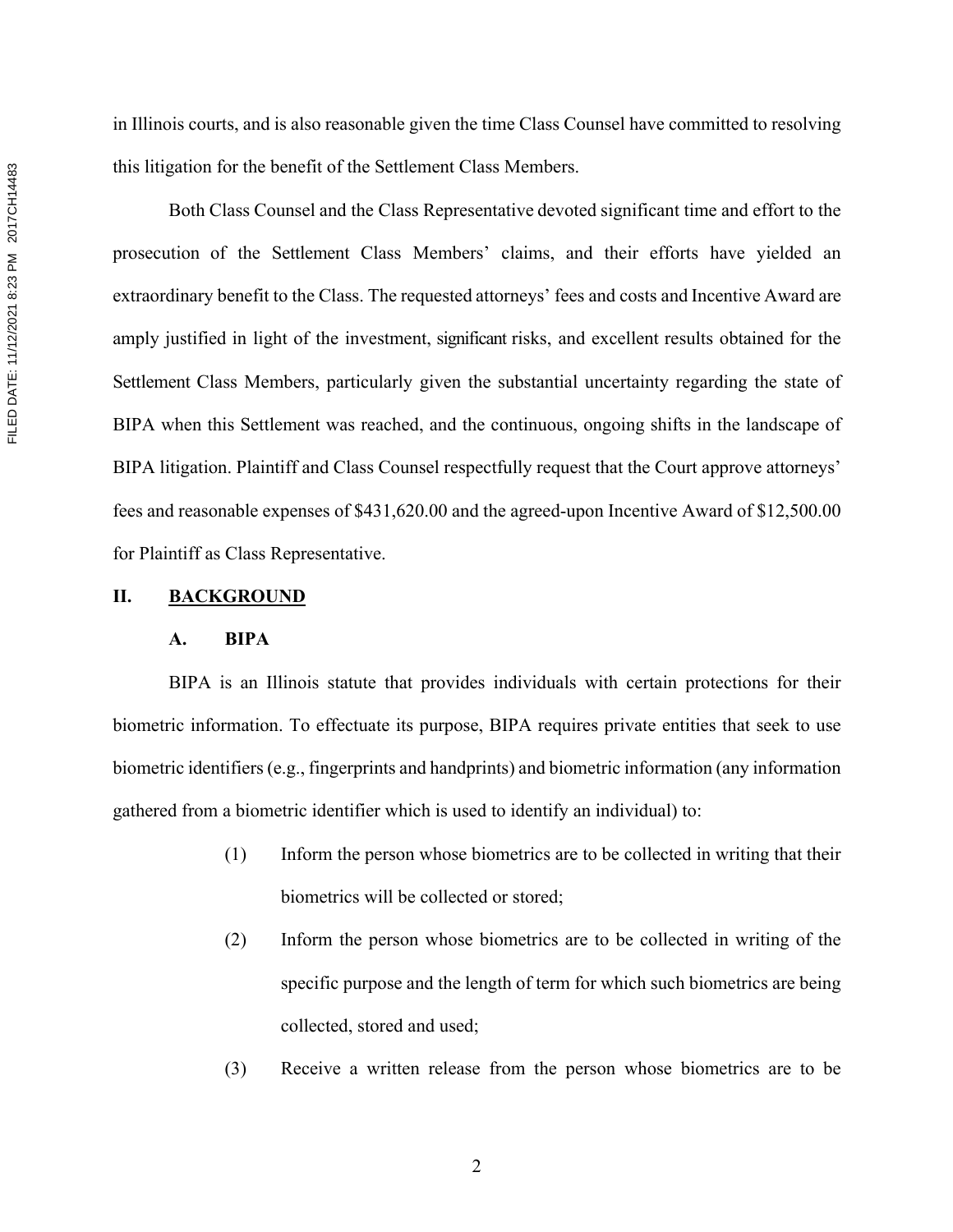in Illinois courts, and is also reasonable given the time Class Counsel have committed to resolving this litigation for the benefit of the Settlement Class Members.

Both Class Counsel and the Class Representative devoted significant time and effort to the prosecution of the Settlement Class Members' claims, and their efforts have yielded an extraordinary benefit to the Class. The requested attorneys' fees and costs and Incentive Award are amply justified in light of the investment, significant risks, and excellent results obtained for the Settlement Class Members, particularly given the substantial uncertainty regarding the state of BIPA when this Settlement was reached, and the continuous, ongoing shifts in the landscape of BIPA litigation. Plaintiff and Class Counsel respectfully request that the Court approve attorneys' fees and reasonable expenses of $431,620.00 and the agreed-upon Incentive Award of $12,500.00 for Plaintiff as Class Representative.

## II. BACKGROUND

### A. BIPA

BIPA is an Illinois statute that provides individuals with certain protections for their biometric information. To effectuate its purpose, BIPA requires private entities that seek to use biometric identifiers (e.g., fingerprints and handprints) and biometric information (any information gathered from a biometric identifier which is used to identify an individual) to:

(1) Inform the person whose biometrics are to be collected in writing that their biometrics will be collected or stored;

(2) Inform the person whose biometrics are to be collected in writing of the specific purpose and the length of term for which such biometrics are being collected, stored and used;

(3) Receive a written release from the person whose biometrics are to be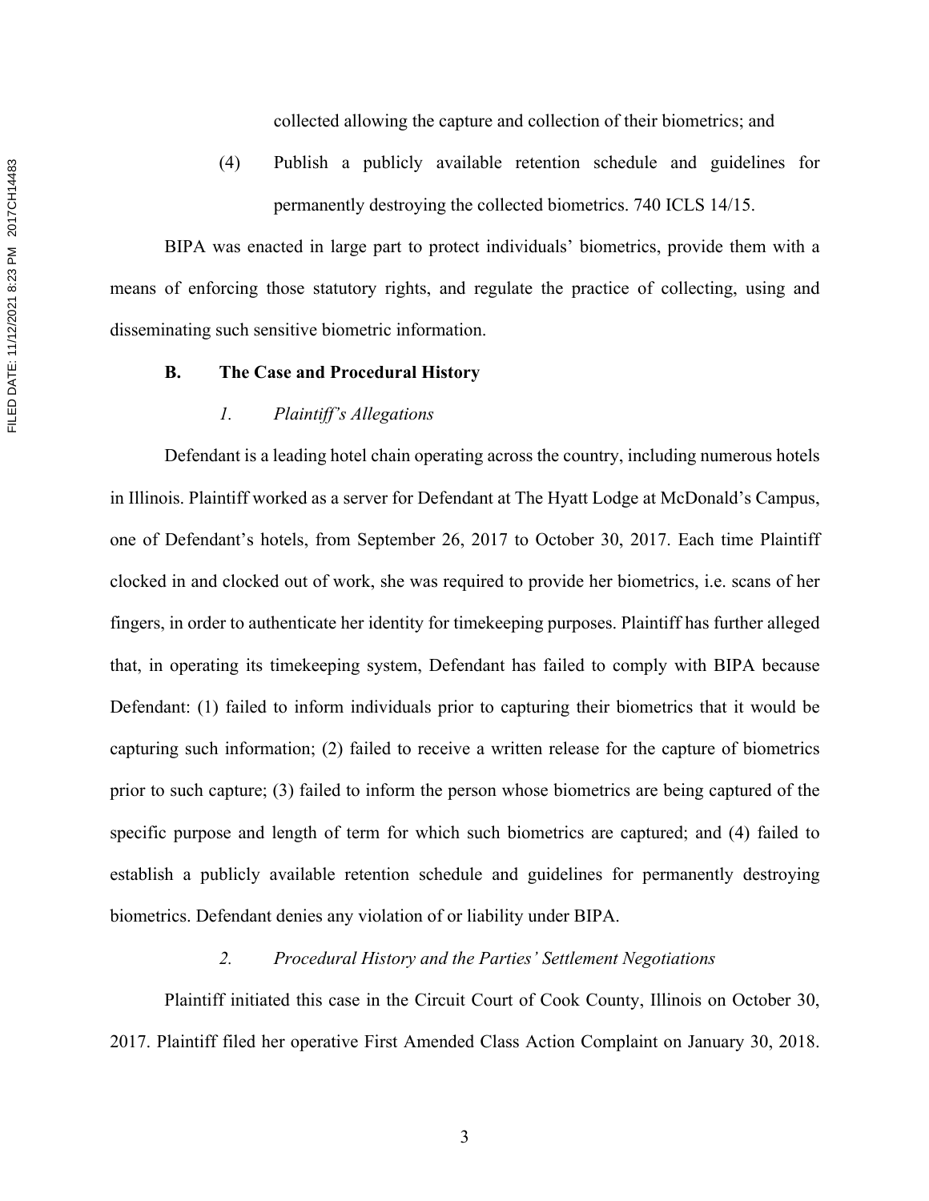collected allowing the capture and collection of their biometrics; and

(4) Publish a publicly available retention schedule and guidelines for permanently destroying the collected biometrics. 740 ICLS 14/15.

BIPA was enacted in large part to protect individuals' biometrics, provide them with a means of enforcing those statutory rights, and regulate the practice of collecting, using and disseminating such sensitive biometric information.

### B. The Case and Procedural History

#### *1. Plaintiff's Allegations*

Defendant is a leading hotel chain operating across the country, including numerous hotels in Illinois. Plaintiff worked as a server for Defendant at The Hyatt Lodge at McDonald's Campus, one of Defendant's hotels, from September 26, 2017 to October 30, 2017. Each time Plaintiff clocked in and clocked out of work, she was required to provide her biometrics, i.e. scans of her fingers, in order to authenticate her identity for timekeeping purposes. Plaintiff has further alleged that, in operating its timekeeping system, Defendant has failed to comply with BIPA because Defendant: (1) failed to inform individuals prior to capturing their biometrics that it would be capturing such information; (2) failed to receive a written release for the capture of biometrics prior to such capture; (3) failed to inform the person whose biometrics are being captured of the specific purpose and length of term for which such biometrics are captured; and (4) failed to establish a publicly available retention schedule and guidelines for permanently destroying biometrics. Defendant denies any violation of or liability under BIPA.

#### *2. Procedural History and the Parties' Settlement Negotiations*

Plaintiff initiated this case in the Circuit Court of Cook County, Illinois on October 30, 2017. Plaintiff filed her operative First Amended Class Action Complaint on January 30, 2018.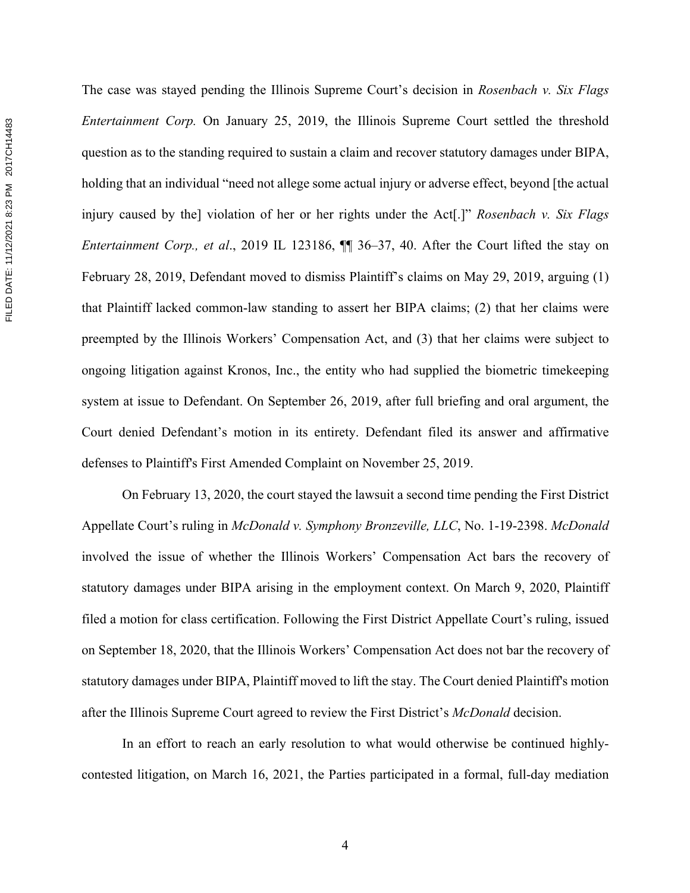The case was stayed pending the Illinois Supreme Court's decision in *Rosenbach v. Six Flags Entertainment Corp.* On January 25, 2019, the Illinois Supreme Court settled the threshold question as to the standing required to sustain a claim and recover statutory damages under BIPA, holding that an individual "need not allege some actual injury or adverse effect, beyond [the actual injury caused by the] violation of her or her rights under the Act[.]" *Rosenbach v. Six Flags Entertainment Corp., et al*., 2019 IL 123186, ¶¶ 36–37, 40. After the Court lifted the stay on February 28, 2019, Defendant moved to dismiss Plaintiff's claims on May 29, 2019, arguing (1) that Plaintiff lacked common-law standing to assert her BIPA claims; (2) that her claims were preempted by the Illinois Workers' Compensation Act, and (3) that her claims were subject to ongoing litigation against Kronos, Inc., the entity who had supplied the biometric timekeeping system at issue to Defendant. On September 26, 2019, after full briefing and oral argument, the Court denied Defendant's motion in its entirety. Defendant filed its answer and affirmative defenses to Plaintiff's First Amended Complaint on November 25, 2019.

On February 13, 2020, the court stayed the lawsuit a second time pending the First District Appellate Court's ruling in *McDonald v. Symphony Bronzeville, LLC*, No. 1-19-2398. *McDonald* involved the issue of whether the Illinois Workers' Compensation Act bars the recovery of statutory damages under BIPA arising in the employment context. On March 9, 2020, Plaintiff filed a motion for class certification. Following the First District Appellate Court's ruling, issued on September 18, 2020, that the Illinois Workers' Compensation Act does not bar the recovery of statutory damages under BIPA, Plaintiff moved to lift the stay. The Court denied Plaintiff's motion after the Illinois Supreme Court agreed to review the First District's *McDonald* decision.

In an effort to reach an early resolution to what would otherwise be continued highly-contested litigation, on March 16, 2021, the Parties participated in a formal, full-day mediation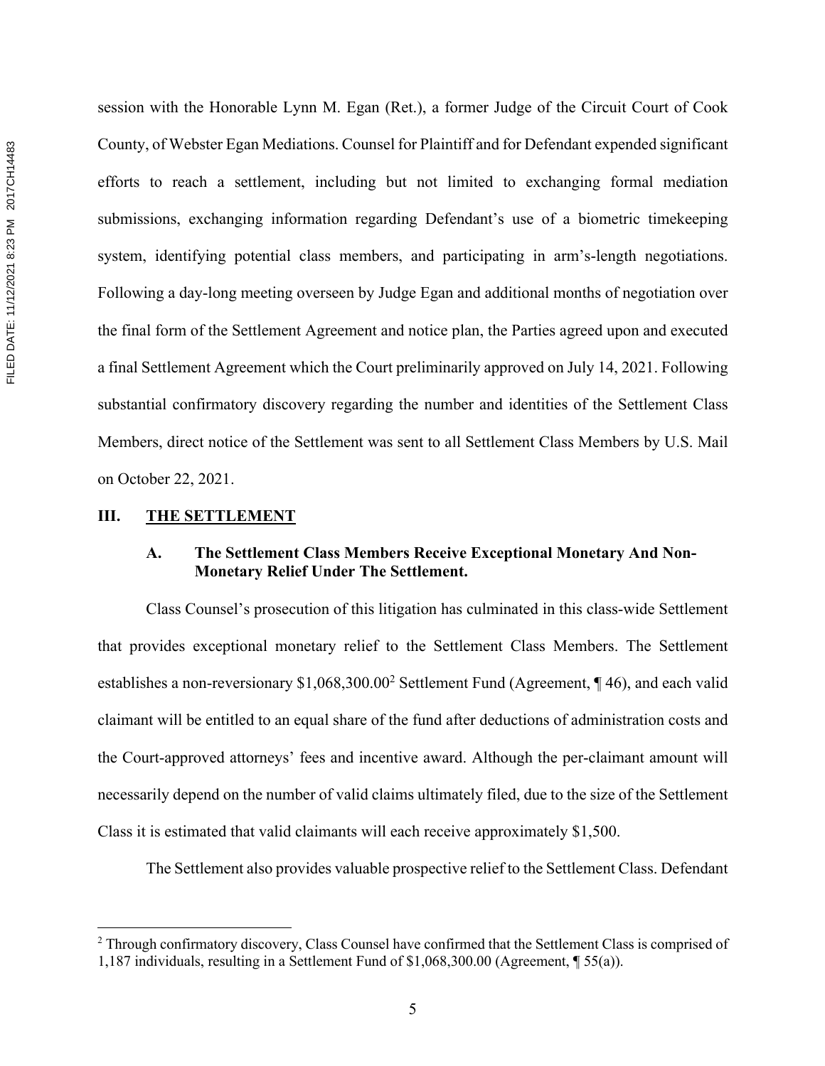session with the Honorable Lynn M. Egan (Ret.), a former Judge of the Circuit Court of Cook County, of Webster Egan Mediations. Counsel for Plaintiff and for Defendant expended significant efforts to reach a settlement, including but not limited to exchanging formal mediation submissions, exchanging information regarding Defendant's use of a biometric timekeeping system, identifying potential class members, and participating in arm's-length negotiations. Following a day-long meeting overseen by Judge Egan and additional months of negotiation over the final form of the Settlement Agreement and notice plan, the Parties agreed upon and executed a final Settlement Agreement which the Court preliminarily approved on July 14, 2021. Following substantial confirmatory discovery regarding the number and identities of the Settlement Class Members, direct notice of the Settlement was sent to all Settlement Class Members by U.S. Mail on October 22, 2021.

## III. THE SETTLEMENT

### A. The Settlement Class Members Receive Exceptional Monetary And Non-Monetary Relief Under The Settlement.

Class Counsel's prosecution of this litigation has culminated in this class-wide Settlement that provides exceptional monetary relief to the Settlement Class Members. The Settlement establishes a non-reversionary $1,068,300.00[2] Settlement Fund (Agreement, ¶ 46), and each valid claimant will be entitled to an equal share of the fund after deductions of administration costs and the Court-approved attorneys' fees and incentive award. Although the per-claimant amount will necessarily depend on the number of valid claims ultimately filed, due to the size of the Settlement Class it is estimated that valid claimants will each receive approximately $1,500.

The Settlement also provides valuable prospective relief to the Settlement Class. Defendant

---

[2] Through confirmatory discovery, Class Counsel have confirmed that the Settlement Class is comprised of 1,187 individuals, resulting in a Settlement Fund of $1,068,300.00 (Agreement, ¶ 55(a)).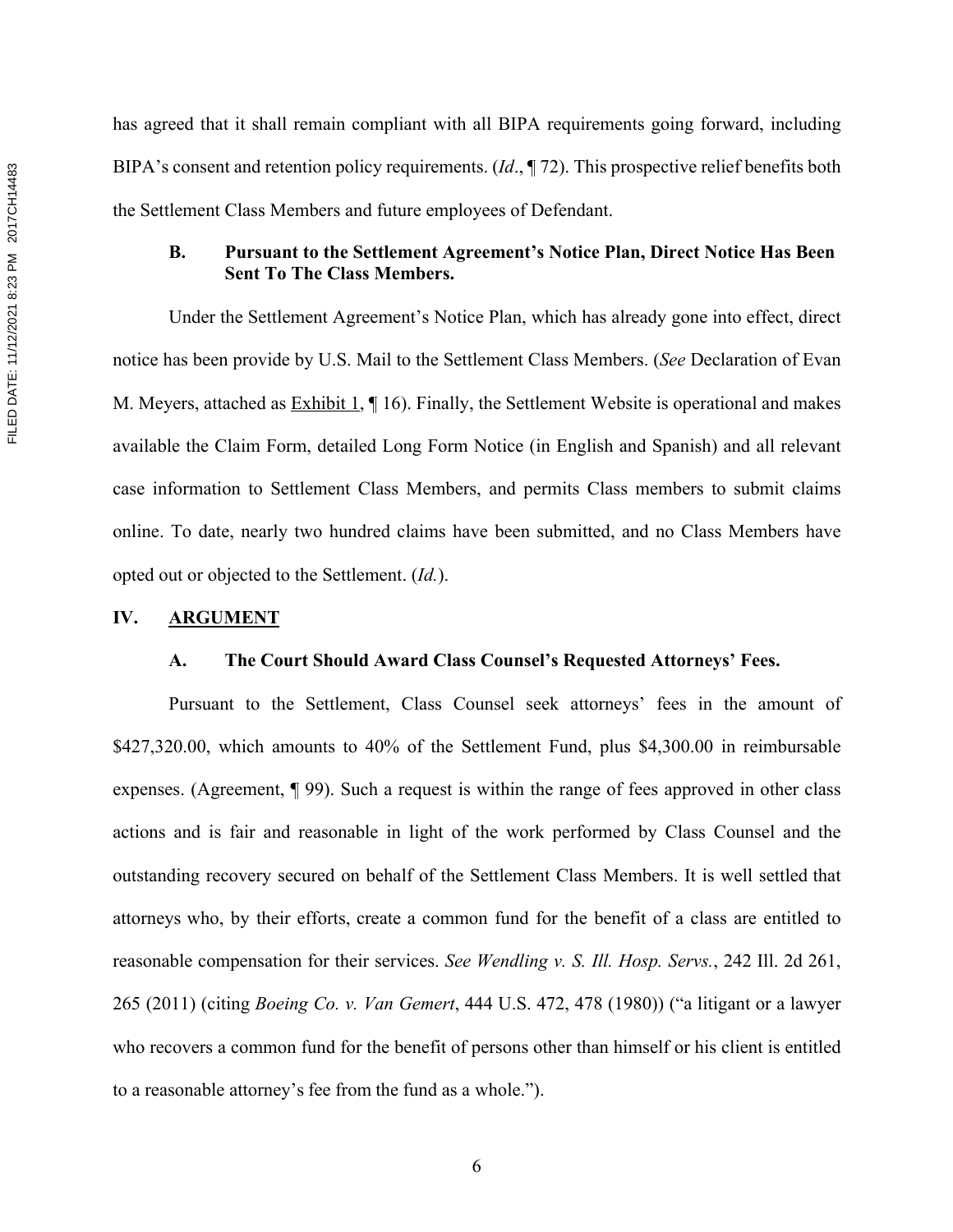has agreed that it shall remain compliant with all BIPA requirements going forward, including BIPA's consent and retention policy requirements. (*Id*., ¶ 72). This prospective relief benefits both the Settlement Class Members and future employees of Defendant.

### B. Pursuant to the Settlement Agreement's Notice Plan, Direct Notice Has Been Sent To The Class Members.

Under the Settlement Agreement's Notice Plan, which has already gone into effect, direct notice has been provide by U.S. Mail to the Settlement Class Members. (*See* Declaration of Evan M. Meyers, attached as Exhibit 1, ¶ 16). Finally, the Settlement Website is operational and makes available the Claim Form, detailed Long Form Notice (in English and Spanish) and all relevant case information to Settlement Class Members, and permits Class members to submit claims online. To date, nearly two hundred claims have been submitted, and no Class Members have opted out or objected to the Settlement. (*Id.*).

## IV. ARGUMENT

### A. The Court Should Award Class Counsel's Requested Attorneys' Fees.

Pursuant to the Settlement, Class Counsel seek attorneys' fees in the amount of $427,320.00, which amounts to 40% of the Settlement Fund, plus $4,300.00 in reimbursable expenses. (Agreement, ¶ 99). Such a request is within the range of fees approved in other class actions and is fair and reasonable in light of the work performed by Class Counsel and the outstanding recovery secured on behalf of the Settlement Class Members. It is well settled that attorneys who, by their efforts, create a common fund for the benefit of a class are entitled to reasonable compensation for their services. *See Wendling v. S. Ill. Hosp. Servs.*, 242 Ill. 2d 261, 265 (2011) (citing *Boeing Co. v. Van Gemert*, 444 U.S. 472, 478 (1980)) ("a litigant or a lawyer who recovers a common fund for the benefit of persons other than himself or his client is entitled to a reasonable attorney's fee from the fund as a whole.").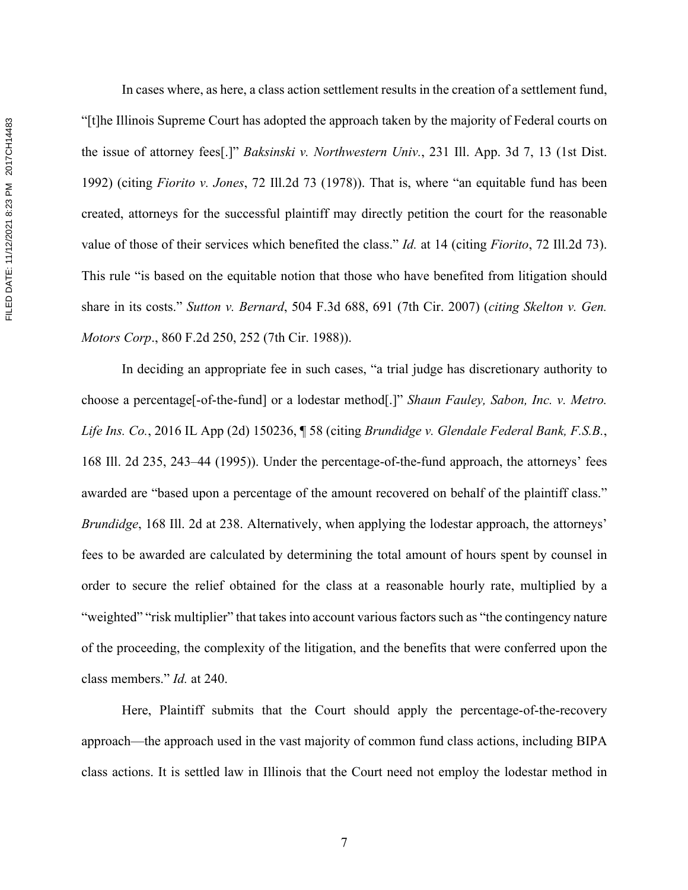In cases where, as here, a class action settlement results in the creation of a settlement fund, "[t]he Illinois Supreme Court has adopted the approach taken by the majority of Federal courts on the issue of attorney fees[.]" *Baksinski v. Northwestern Univ.*, 231 Ill. App. 3d 7, 13 (1st Dist. 1992) (citing *Fiorito v. Jones*, 72 Ill.2d 73 (1978)). That is, where "an equitable fund has been created, attorneys for the successful plaintiff may directly petition the court for the reasonable value of those of their services which benefited the class." *Id.* at 14 (citing *Fiorito*, 72 Ill.2d 73). This rule "is based on the equitable notion that those who have benefited from litigation should share in its costs." *Sutton v. Bernard*, 504 F.3d 688, 691 (7th Cir. 2007) (*citing Skelton v. Gen. Motors Corp*., 860 F.2d 250, 252 (7th Cir. 1988)).

In deciding an appropriate fee in such cases, "a trial judge has discretionary authority to choose a percentage[-of-the-fund] or a lodestar method[.]" *Shaun Fauley, Sabon, Inc. v. Metro. Life Ins. Co.*, 2016 IL App (2d) 150236, ¶ 58 (citing *Brundidge v. Glendale Federal Bank, F.S.B.*, 168 Ill. 2d 235, 243–44 (1995)). Under the percentage-of-the-fund approach, the attorneys' fees awarded are "based upon a percentage of the amount recovered on behalf of the plaintiff class." *Brundidge*, 168 Ill. 2d at 238. Alternatively, when applying the lodestar approach, the attorneys' fees to be awarded are calculated by determining the total amount of hours spent by counsel in order to secure the relief obtained for the class at a reasonable hourly rate, multiplied by a "weighted" "risk multiplier" that takes into account various factors such as "the contingency nature of the proceeding, the complexity of the litigation, and the benefits that were conferred upon the class members." *Id.* at 240.

Here, Plaintiff submits that the Court should apply the percentage-of-the-recovery approach—the approach used in the vast majority of common fund class actions, including BIPA class actions. It is settled law in Illinois that the Court need not employ the lodestar method in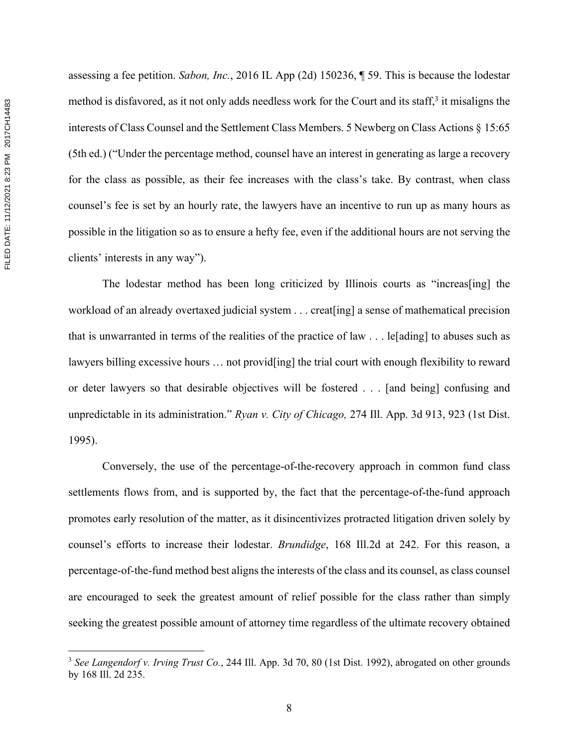assessing a fee petition. *Sabon, Inc.*, 2016 IL App (2d) 150236, ¶ 59. This is because the lodestar method is disfavored, as it not only adds needless work for the Court and its staff,[3] it misaligns the interests of Class Counsel and the Settlement Class Members. 5 Newberg on Class Actions § 15:65 (5th ed.) ("Under the percentage method, counsel have an interest in generating as large a recovery for the class as possible, as their fee increases with the class's take. By contrast, when class counsel's fee is set by an hourly rate, the lawyers have an incentive to run up as many hours as possible in the litigation so as to ensure a hefty fee, even if the additional hours are not serving the clients' interests in any way").

The lodestar method has been long criticized by Illinois courts as "increas[ing] the workload of an already overtaxed judicial system . . . creat[ing] a sense of mathematical precision that is unwarranted in terms of the realities of the practice of law . . . le[ading] to abuses such as lawyers billing excessive hours … not provid[ing] the trial court with enough flexibility to reward or deter lawyers so that desirable objectives will be fostered . . . [and being] confusing and unpredictable in its administration." *Ryan v. City of Chicago,* 274 Ill. App. 3d 913, 923 (1st Dist. 1995).

Conversely, the use of the percentage-of-the-recovery approach in common fund class settlements flows from, and is supported by, the fact that the percentage-of-the-fund approach promotes early resolution of the matter, as it disincentivizes protracted litigation driven solely by counsel's efforts to increase their lodestar. *Brundidge*, 168 Ill.2d at 242. For this reason, a percentage-of-the-fund method best aligns the interests of the class and its counsel, as class counsel are encouraged to seek the greatest amount of relief possible for the class rather than simply seeking the greatest possible amount of attorney time regardless of the ultimate recovery obtained

[3] *See Langendorf v. Irving Trust Co.*, 244 Ill. App. 3d 70, 80 (1st Dist. 1992), abrogated on other grounds by 168 Ill. 2d 235.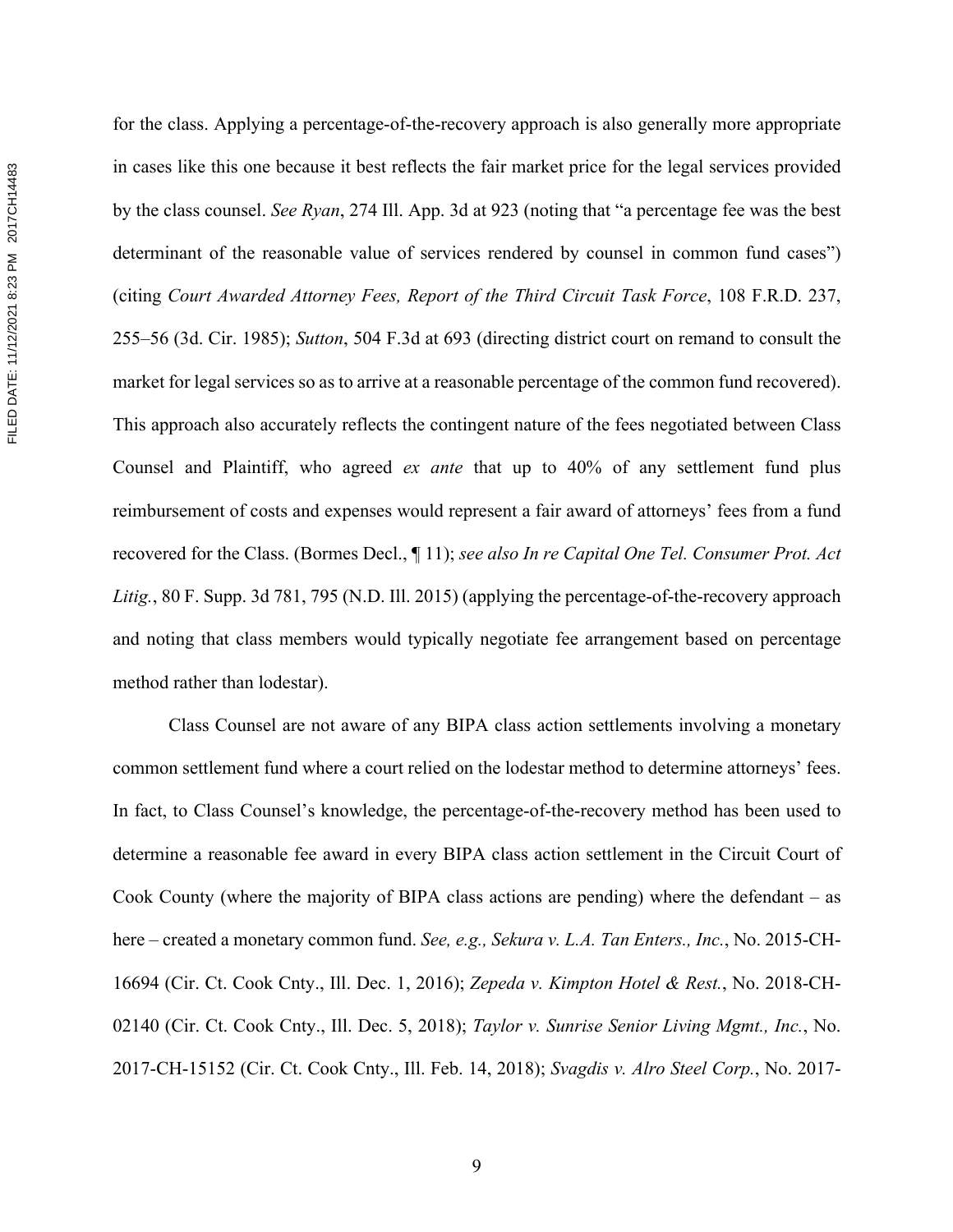for the class. Applying a percentage-of-the-recovery approach is also generally more appropriate in cases like this one because it best reflects the fair market price for the legal services provided by the class counsel. *See Ryan*, 274 Ill. App. 3d at 923 (noting that "a percentage fee was the best determinant of the reasonable value of services rendered by counsel in common fund cases") (citing *Court Awarded Attorney Fees, Report of the Third Circuit Task Force*, 108 F.R.D. 237, 255–56 (3d. Cir. 1985); *Sutton*, 504 F.3d at 693 (directing district court on remand to consult the market for legal services so as to arrive at a reasonable percentage of the common fund recovered). This approach also accurately reflects the contingent nature of the fees negotiated between Class Counsel and Plaintiff, who agreed *ex ante* that up to 40% of any settlement fund plus reimbursement of costs and expenses would represent a fair award of attorneys' fees from a fund recovered for the Class. (Bormes Decl., ¶ 11); *see also In re Capital One Tel. Consumer Prot. Act Litig.*, 80 F. Supp. 3d 781, 795 (N.D. Ill. 2015) (applying the percentage-of-the-recovery approach and noting that class members would typically negotiate fee arrangement based on percentage method rather than lodestar).

Class Counsel are not aware of any BIPA class action settlements involving a monetary common settlement fund where a court relied on the lodestar method to determine attorneys' fees. In fact, to Class Counsel's knowledge, the percentage-of-the-recovery method has been used to determine a reasonable fee award in every BIPA class action settlement in the Circuit Court of Cook County (where the majority of BIPA class actions are pending) where the defendant – as here – created a monetary common fund. *See, e.g., Sekura v. L.A. Tan Enters., Inc.*, No. 2015-CH-16694 (Cir. Ct. Cook Cnty., Ill. Dec. 1, 2016); *Zepeda v. Kimpton Hotel & Rest.*, No. 2018-CH-02140 (Cir. Ct. Cook Cnty., Ill. Dec. 5, 2018); *Taylor v. Sunrise Senior Living Mgmt., Inc.*, No. 2017-CH-15152 (Cir. Ct. Cook Cnty., Ill. Feb. 14, 2018); *Svagdis v. Alro Steel Corp.*, No. 2017-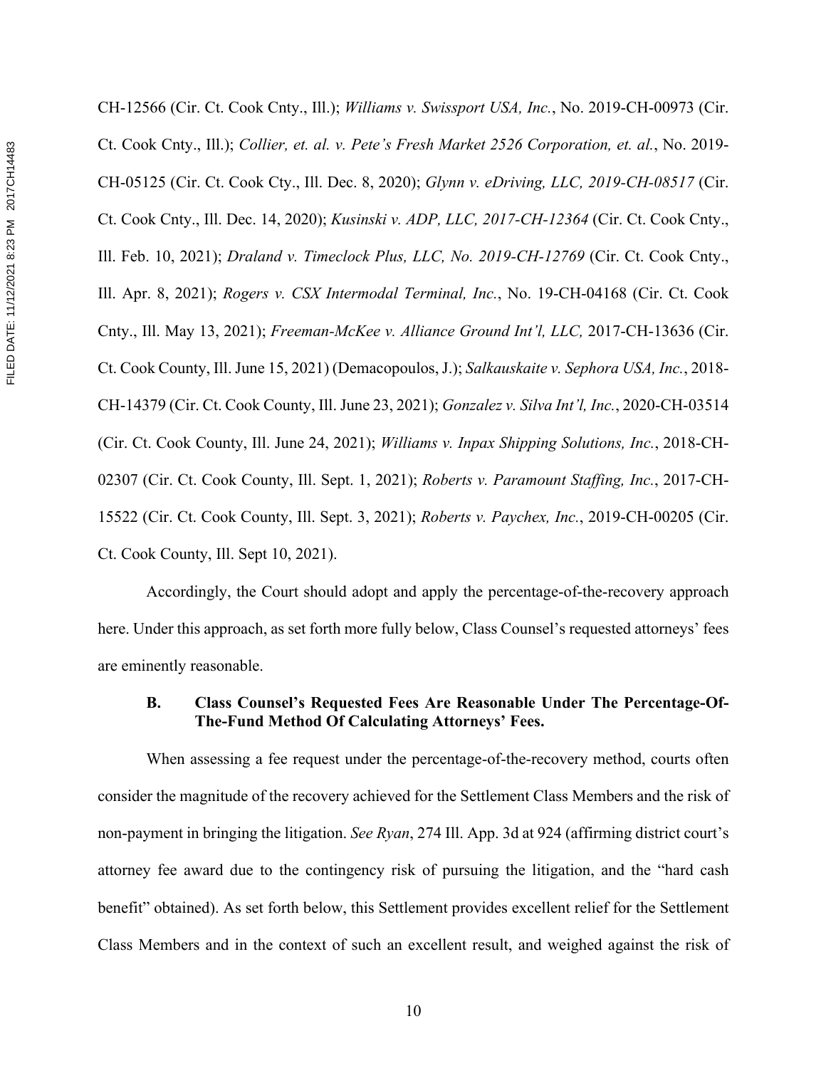CH-12566 (Cir. Ct. Cook Cnty., Ill.); *Williams v. Swissport USA, Inc.*, No. 2019-CH-00973 (Cir. Ct. Cook Cnty., Ill.); *Collier, et. al. v. Pete's Fresh Market 2526 Corporation, et. al.*, No. 2019-CH-05125 (Cir. Ct. Cook Cty., Ill. Dec. 8, 2020); *Glynn v. eDriving, LLC, 2019-CH-08517* (Cir. Ct. Cook Cnty., Ill. Dec. 14, 2020); *Kusinski v. ADP, LLC, 2017-CH-12364* (Cir. Ct. Cook Cnty., Ill. Feb. 10, 2021); *Draland v. Timeclock Plus, LLC, No. 2019-CH-12769* (Cir. Ct. Cook Cnty., Ill. Apr. 8, 2021); *Rogers v. CSX Intermodal Terminal, Inc.*, No. 19-CH-04168 (Cir. Ct. Cook Cnty., Ill. May 13, 2021); *Freeman-McKee v. Alliance Ground Int'l, LLC,* 2017-CH-13636 (Cir. Ct. Cook County, Ill. June 15, 2021) (Demacopoulos, J.); *Salkauskaite v. Sephora USA, Inc.*, 2018-CH-14379 (Cir. Ct. Cook County, Ill. June 23, 2021); *Gonzalez v. Silva Int'l, Inc.*, 2020-CH-03514 (Cir. Ct. Cook County, Ill. June 24, 2021); *Williams v. Inpax Shipping Solutions, Inc.*, 2018-CH-02307 (Cir. Ct. Cook County, Ill. Sept. 1, 2021); *Roberts v. Paramount Staffing, Inc.*, 2017-CH-15522 (Cir. Ct. Cook County, Ill. Sept. 3, 2021); *Roberts v. Paychex, Inc.*, 2019-CH-00205 (Cir. Ct. Cook County, Ill. Sept 10, 2021).

Accordingly, the Court should adopt and apply the percentage-of-the-recovery approach here. Under this approach, as set forth more fully below, Class Counsel's requested attorneys' fees are eminently reasonable.

### B. Class Counsel's Requested Fees Are Reasonable Under The Percentage-Of-The-Fund Method Of Calculating Attorneys' Fees.

When assessing a fee request under the percentage-of-the-recovery method, courts often consider the magnitude of the recovery achieved for the Settlement Class Members and the risk of non-payment in bringing the litigation. *See Ryan*, 274 Ill. App. 3d at 924 (affirming district court's attorney fee award due to the contingency risk of pursuing the litigation, and the "hard cash benefit" obtained). As set forth below, this Settlement provides excellent relief for the Settlement Class Members and in the context of such an excellent result, and weighed against the risk of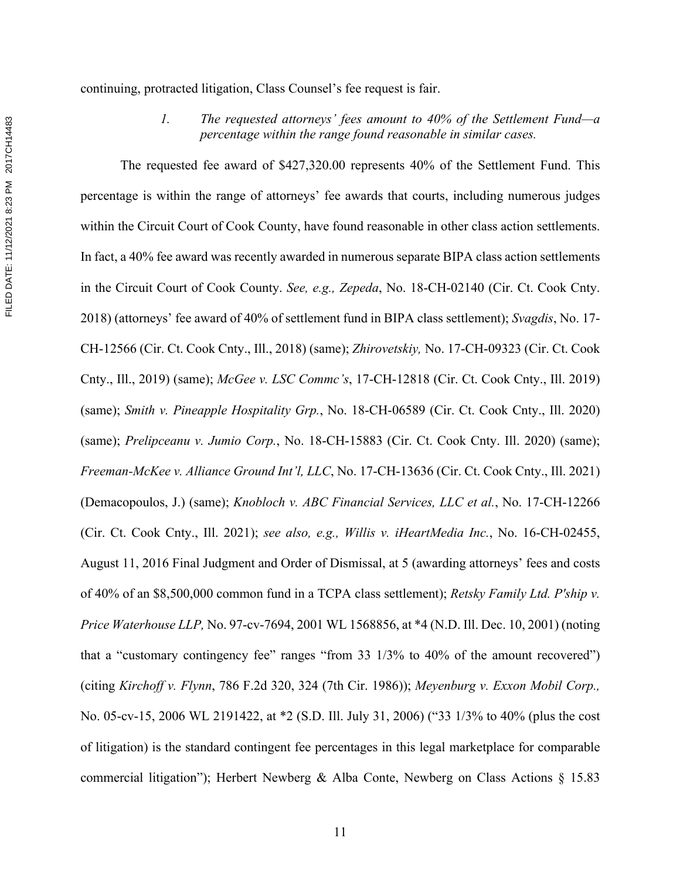continuing, protracted litigation, Class Counsel's fee request is fair.

> 1. *The requested attorneys' fees amount to 40% of the Settlement Fund—a percentage within the range found reasonable in similar cases.*

The requested fee award of $427,320.00 represents 40% of the Settlement Fund. This percentage is within the range of attorneys' fee awards that courts, including numerous judges within the Circuit Court of Cook County, have found reasonable in other class action settlements. In fact, a 40% fee award was recently awarded in numerous separate BIPA class action settlements in the Circuit Court of Cook County. *See, e.g., Zepeda*, No. 18-CH-02140 (Cir. Ct. Cook Cnty. 2018) (attorneys' fee award of 40% of settlement fund in BIPA class settlement); *Svagdis*, No. 17-CH-12566 (Cir. Ct. Cook Cnty., Ill., 2018) (same); *Zhirovetskiy,* No. 17-CH-09323 (Cir. Ct. Cook Cnty., Ill., 2019) (same); *McGee v. LSC Commc's*, 17-CH-12818 (Cir. Ct. Cook Cnty., Ill. 2019) (same); *Smith v. Pineapple Hospitality Grp.*, No. 18-CH-06589 (Cir. Ct. Cook Cnty., Ill. 2020) (same); *Prelipceanu v. Jumio Corp.*, No. 18-CH-15883 (Cir. Ct. Cook Cnty. Ill. 2020) (same); *Freeman-McKee v. Alliance Ground Int'l, LLC*, No. 17-CH-13636 (Cir. Ct. Cook Cnty., Ill. 2021) (Demacopoulos, J.) (same); *Knobloch v. ABC Financial Services, LLC et al.*, No. 17-CH-12266 (Cir. Ct. Cook Cnty., Ill. 2021); *see also, e.g., Willis v. iHeartMedia Inc.*, No. 16-CH-02455, August 11, 2016 Final Judgment and Order of Dismissal, at 5 (awarding attorneys' fees and costs of 40% of an $8,500,000 common fund in a TCPA class settlement); *Retsky Family Ltd. P'ship v. Price Waterhouse LLP,* No. 97-cv-7694, 2001 WL 1568856, at *4 (N.D. Ill. Dec. 10, 2001) (noting that a "customary contingency fee" ranges "from 33 1/3% to 40% of the amount recovered") (citing *Kirchoff v. Flynn*, 786 F.2d 320, 324 (7th Cir. 1986)); *Meyenburg v. Exxon Mobil Corp.,* No. 05-cv-15, 2006 WL 2191422, at *2 (S.D. Ill. July 31, 2006) ("33 1/3% to 40% (plus the cost of litigation) is the standard contingent fee percentages in this legal marketplace for comparable commercial litigation"); Herbert Newberg & Alba Conte, Newberg on Class Actions § 15.83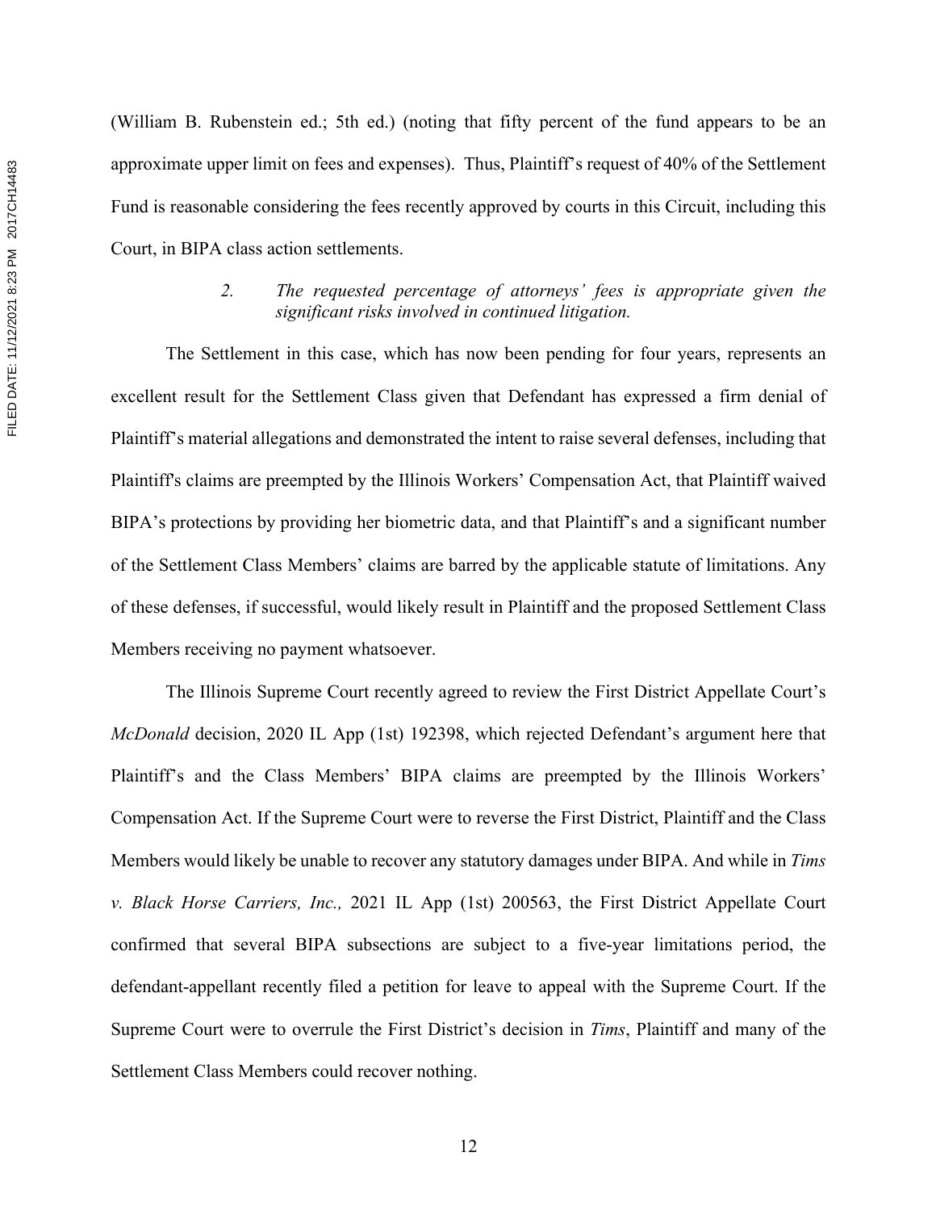(William B. Rubenstein ed.; 5th ed.) (noting that fifty percent of the fund appears to be an approximate upper limit on fees and expenses). Thus, Plaintiff's request of 40% of the Settlement Fund is reasonable considering the fees recently approved by courts in this Circuit, including this Court, in BIPA class action settlements.

> 2. *The requested percentage of attorneys' fees is appropriate given the significant risks involved in continued litigation.*

The Settlement in this case, which has now been pending for four years, represents an excellent result for the Settlement Class given that Defendant has expressed a firm denial of Plaintiff's material allegations and demonstrated the intent to raise several defenses, including that Plaintiff's claims are preempted by the Illinois Workers' Compensation Act, that Plaintiff waived BIPA's protections by providing her biometric data, and that Plaintiff's and a significant number of the Settlement Class Members' claims are barred by the applicable statute of limitations. Any of these defenses, if successful, would likely result in Plaintiff and the proposed Settlement Class Members receiving no payment whatsoever.

The Illinois Supreme Court recently agreed to review the First District Appellate Court's *McDonald* decision, 2020 IL App (1st) 192398, which rejected Defendant's argument here that Plaintiff's and the Class Members' BIPA claims are preempted by the Illinois Workers' Compensation Act. If the Supreme Court were to reverse the First District, Plaintiff and the Class Members would likely be unable to recover any statutory damages under BIPA. And while in *Tims v. Black Horse Carriers, Inc.,* 2021 IL App (1st) 200563, the First District Appellate Court confirmed that several BIPA subsections are subject to a five-year limitations period, the defendant-appellant recently filed a petition for leave to appeal with the Supreme Court. If the Supreme Court were to overrule the First District's decision in *Tims*, Plaintiff and many of the Settlement Class Members could recover nothing.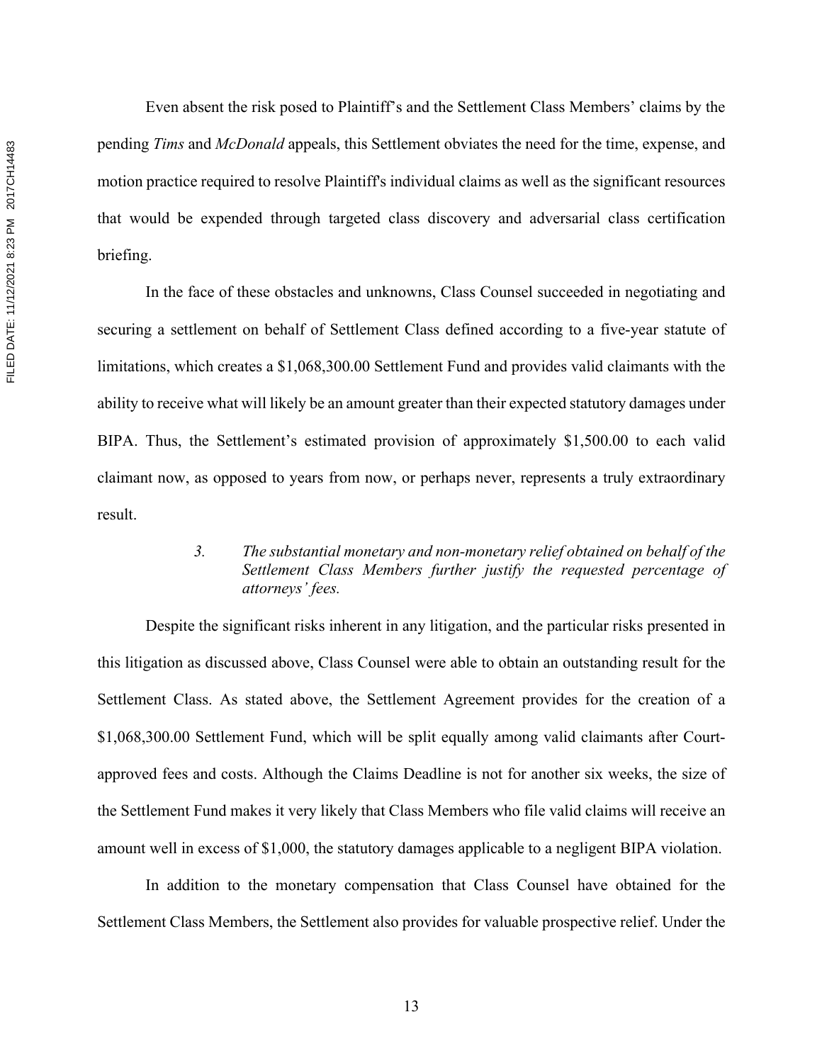Even absent the risk posed to Plaintiff's and the Settlement Class Members' claims by the pending *Tims* and *McDonald* appeals, this Settlement obviates the need for the time, expense, and motion practice required to resolve Plaintiff's individual claims as well as the significant resources that would be expended through targeted class discovery and adversarial class certification briefing.

In the face of these obstacles and unknowns, Class Counsel succeeded in negotiating and securing a settlement on behalf of Settlement Class defined according to a five-year statute of limitations, which creates a $1,068,300.00 Settlement Fund and provides valid claimants with the ability to receive what will likely be an amount greater than their expected statutory damages under BIPA. Thus, the Settlement's estimated provision of approximately $1,500.00 to each valid claimant now, as opposed to years from now, or perhaps never, represents a truly extraordinary result.

*3. The substantial monetary and non-monetary relief obtained on behalf of the Settlement Class Members further justify the requested percentage of attorneys' fees.*

Despite the significant risks inherent in any litigation, and the particular risks presented in this litigation as discussed above, Class Counsel were able to obtain an outstanding result for the Settlement Class. As stated above, the Settlement Agreement provides for the creation of a $1,068,300.00 Settlement Fund, which will be split equally among valid claimants after Court-approved fees and costs. Although the Claims Deadline is not for another six weeks, the size of the Settlement Fund makes it very likely that Class Members who file valid claims will receive an amount well in excess of $1,000, the statutory damages applicable to a negligent BIPA violation.

In addition to the monetary compensation that Class Counsel have obtained for the Settlement Class Members, the Settlement also provides for valuable prospective relief. Under the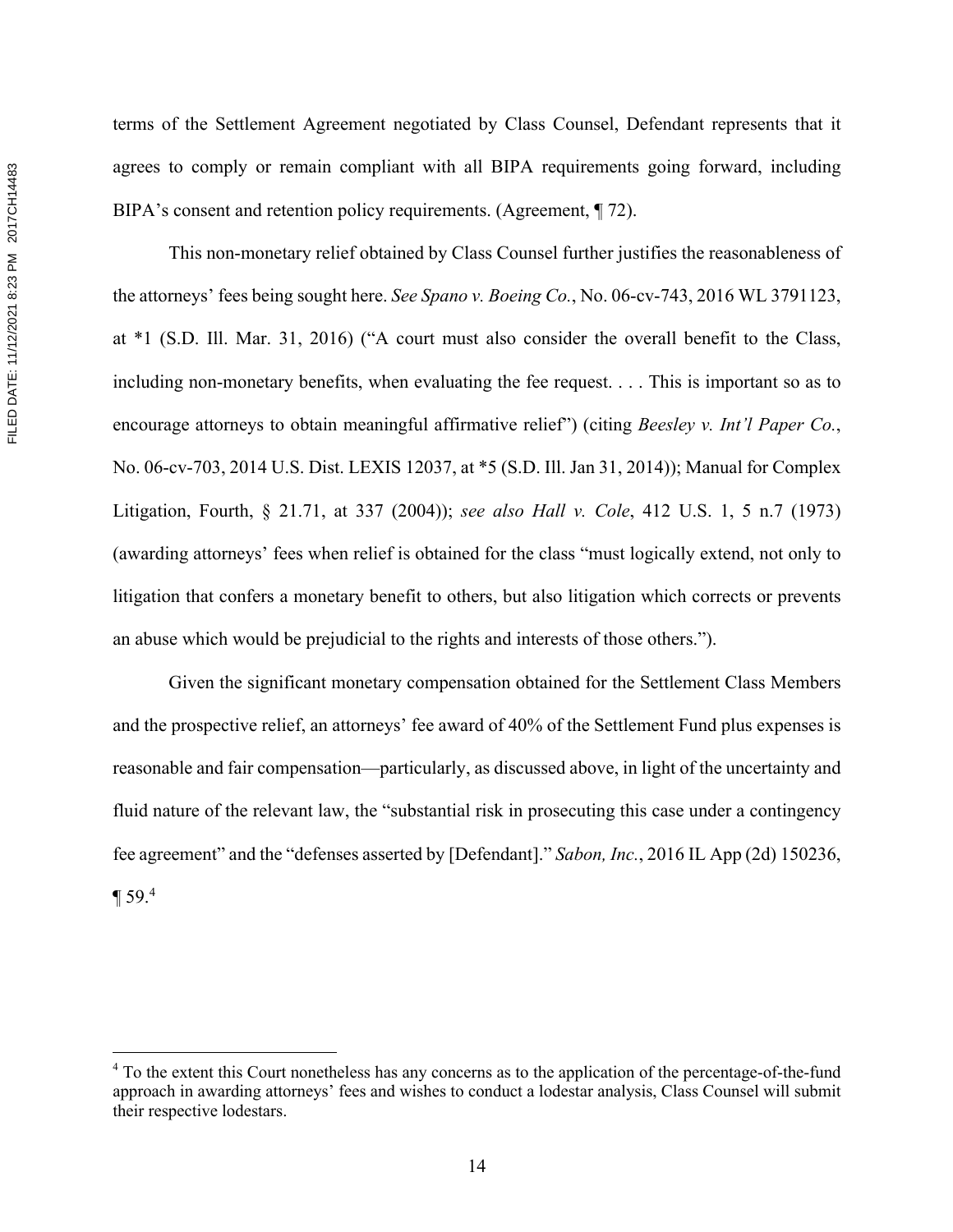terms of the Settlement Agreement negotiated by Class Counsel, Defendant represents that it agrees to comply or remain compliant with all BIPA requirements going forward, including BIPA's consent and retention policy requirements. (Agreement, ¶ 72).

This non-monetary relief obtained by Class Counsel further justifies the reasonableness of the attorneys' fees being sought here. *See Spano v. Boeing Co.*, No. 06-cv-743, 2016 WL 3791123, at *1 (S.D. Ill. Mar. 31, 2016) ("A court must also consider the overall benefit to the Class, including non-monetary benefits, when evaluating the fee request. . . . This is important so as to encourage attorneys to obtain meaningful affirmative relief") (citing *Beesley v. Int'l Paper Co.*, No. 06-cv-703, 2014 U.S. Dist. LEXIS 12037, at *5 (S.D. Ill. Jan 31, 2014)); Manual for Complex Litigation, Fourth, § 21.71, at 337 (2004)); *see also Hall v. Cole*, 412 U.S. 1, 5 n.7 (1973) (awarding attorneys' fees when relief is obtained for the class "must logically extend, not only to litigation that confers a monetary benefit to others, but also litigation which corrects or prevents an abuse which would be prejudicial to the rights and interests of those others.").

Given the significant monetary compensation obtained for the Settlement Class Members and the prospective relief, an attorneys' fee award of 40% of the Settlement Fund plus expenses is reasonable and fair compensation—particularly, as discussed above, in light of the uncertainty and fluid nature of the relevant law, the "substantial risk in prosecuting this case under a contingency fee agreement" and the "defenses asserted by [Defendant]." *Sabon, Inc.*, 2016 IL App (2d) 150236, ¶ 59.[4]

[4] To the extent this Court nonetheless has any concerns as to the application of the percentage-of-the-fund approach in awarding attorneys' fees and wishes to conduct a lodestar analysis, Class Counsel will submit their respective lodestars.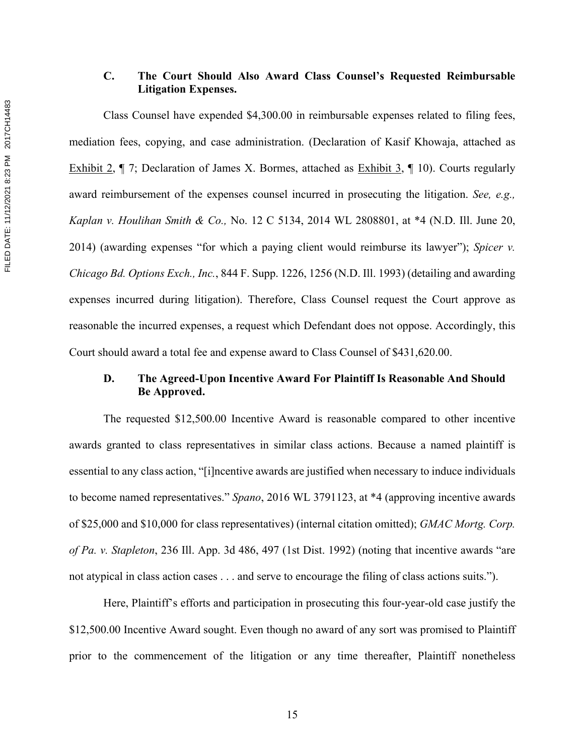### C. The Court Should Also Award Class Counsel's Requested Reimbursable Litigation Expenses.

Class Counsel have expended $4,300.00 in reimbursable expenses related to filing fees, mediation fees, copying, and case administration. (Declaration of Kasif Khowaja, attached as Exhibit 2, ¶ 7; Declaration of James X. Bormes, attached as Exhibit 3, ¶ 10). Courts regularly award reimbursement of the expenses counsel incurred in prosecuting the litigation. *See, e.g., Kaplan v. Houlihan Smith & Co.,* No. 12 C 5134, 2014 WL 2808801, at *4 (N.D. Ill. June 20, 2014) (awarding expenses "for which a paying client would reimburse its lawyer"); *Spicer v. Chicago Bd. Options Exch., Inc.*, 844 F. Supp. 1226, 1256 (N.D. Ill. 1993) (detailing and awarding expenses incurred during litigation). Therefore, Class Counsel request the Court approve as reasonable the incurred expenses, a request which Defendant does not oppose. Accordingly, this Court should award a total fee and expense award to Class Counsel of $431,620.00.

### D. The Agreed-Upon Incentive Award For Plaintiff Is Reasonable And Should Be Approved.

The requested $12,500.00 Incentive Award is reasonable compared to other incentive awards granted to class representatives in similar class actions. Because a named plaintiff is essential to any class action, "[i]ncentive awards are justified when necessary to induce individuals to become named representatives." *Spano*, 2016 WL 3791123, at *4 (approving incentive awards of $25,000 and $10,000 for class representatives) (internal citation omitted); *GMAC Mortg. Corp. of Pa. v. Stapleton*, 236 Ill. App. 3d 486, 497 (1st Dist. 1992) (noting that incentive awards "are not atypical in class action cases . . . and serve to encourage the filing of class actions suits.").

Here, Plaintiff's efforts and participation in prosecuting this four-year-old case justify the $12,500.00 Incentive Award sought. Even though no award of any sort was promised to Plaintiff prior to the commencement of the litigation or any time thereafter, Plaintiff nonetheless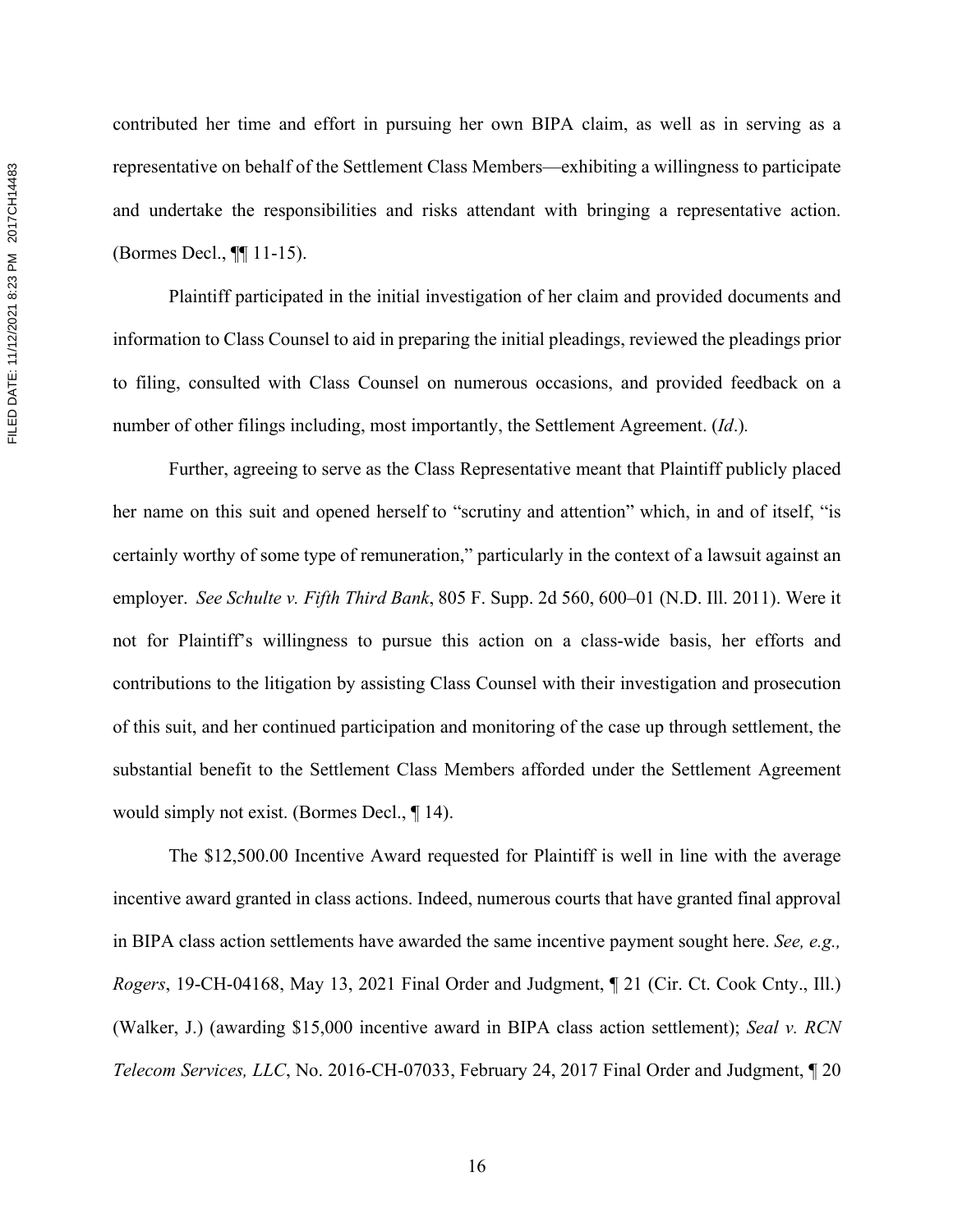contributed her time and effort in pursuing her own BIPA claim, as well as in serving as a representative on behalf of the Settlement Class Members—exhibiting a willingness to participate and undertake the responsibilities and risks attendant with bringing a representative action. (Bormes Decl., ¶¶ 11-15).

Plaintiff participated in the initial investigation of her claim and provided documents and information to Class Counsel to aid in preparing the initial pleadings, reviewed the pleadings prior to filing, consulted with Class Counsel on numerous occasions, and provided feedback on a number of other filings including, most importantly, the Settlement Agreement. (*Id*.).

Further, agreeing to serve as the Class Representative meant that Plaintiff publicly placed her name on this suit and opened herself to "scrutiny and attention" which, in and of itself, "is certainly worthy of some type of remuneration," particularly in the context of a lawsuit against an employer. *See Schulte v. Fifth Third Bank*, 805 F. Supp. 2d 560, 600–01 (N.D. Ill. 2011). Were it not for Plaintiff's willingness to pursue this action on a class-wide basis, her efforts and contributions to the litigation by assisting Class Counsel with their investigation and prosecution of this suit, and her continued participation and monitoring of the case up through settlement, the substantial benefit to the Settlement Class Members afforded under the Settlement Agreement would simply not exist. (Bormes Decl., ¶ 14).

The $12,500.00 Incentive Award requested for Plaintiff is well in line with the average incentive award granted in class actions. Indeed, numerous courts that have granted final approval in BIPA class action settlements have awarded the same incentive payment sought here. *See, e.g., Rogers*, 19-CH-04168, May 13, 2021 Final Order and Judgment, ¶ 21 (Cir. Ct. Cook Cnty., Ill.) (Walker, J.) (awarding $15,000 incentive award in BIPA class action settlement); *Seal v. RCN Telecom Services, LLC*, No. 2016-CH-07033, February 24, 2017 Final Order and Judgment, ¶ 20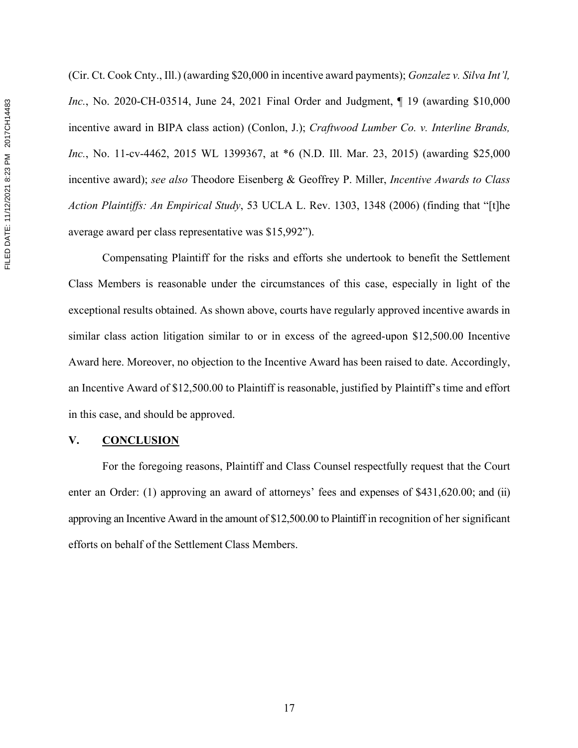(Cir. Ct. Cook Cnty., Ill.) (awarding $20,000 in incentive award payments); *Gonzalez v. Silva Int'l, Inc.*, No. 2020-CH-03514, June 24, 2021 Final Order and Judgment, ¶ 19 (awarding $10,000 incentive award in BIPA class action) (Conlon, J.); *Craftwood Lumber Co. v. Interline Brands, Inc.*, No. 11-cv-4462, 2015 WL 1399367, at *6 (N.D. Ill. Mar. 23, 2015) (awarding $25,000 incentive award); *see also* Theodore Eisenberg & Geoffrey P. Miller, *Incentive Awards to Class Action Plaintiffs: An Empirical Study*, 53 UCLA L. Rev. 1303, 1348 (2006) (finding that "[t]he average award per class representative was $15,992").

Compensating Plaintiff for the risks and efforts she undertook to benefit the Settlement Class Members is reasonable under the circumstances of this case, especially in light of the exceptional results obtained. As shown above, courts have regularly approved incentive awards in similar class action litigation similar to or in excess of the agreed-upon $12,500.00 Incentive Award here. Moreover, no objection to the Incentive Award has been raised to date. Accordingly, an Incentive Award of $12,500.00 to Plaintiff is reasonable, justified by Plaintiff's time and effort in this case, and should be approved.

## V. CONCLUSION

For the foregoing reasons, Plaintiff and Class Counsel respectfully request that the Court enter an Order: (1) approving an award of attorneys' fees and expenses of $431,620.00; and (ii) approving an Incentive Award in the amount of $12,500.00 to Plaintiff in recognition of her significant efforts on behalf of the Settlement Class Members.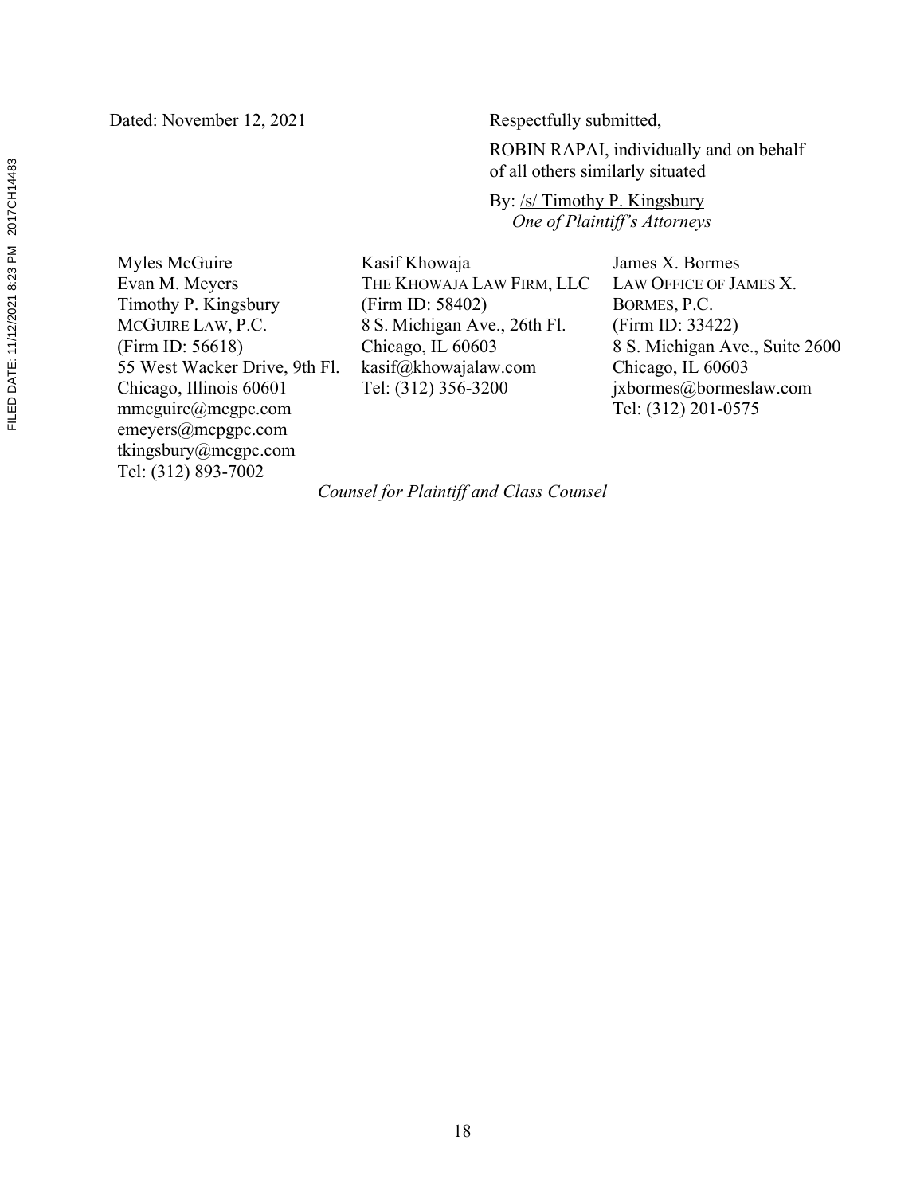Dated: November 12, 2021

Respectfully submitted,

ROBIN RAPAI, individually and on behalf of all others similarly situated

By: /s/ Timothy P. Kingsbury
*One of Plaintiff's Attorneys*

Myles McGuire
Evan M. Meyers
Timothy P. Kingsbury
McGUIRE LAW, P.C.
(Firm ID: 56618)
55 West Wacker Drive, 9th Fl.
Chicago, Illinois 60601
mmcguire@mcgpc.com
emeyers@mcpgpc.com
tkingsbury@mcgpc.com
Tel: (312) 893-7002

Kasif Khowaja
THE KHOWAJA LAW FIRM, LLC
(Firm ID: 58402)
8 S. Michigan Ave., 26th Fl.
Chicago, IL 60603
kasif@khowajalaw.com
Tel: (312) 356-3200

James X. Bormes
LAW OFFICE OF JAMES X. BORMES, P.C.
(Firm ID: 33422)
8 S. Michigan Ave., Suite 2600
Chicago, IL 60603
jxbormes@bormeslaw.com
Tel: (312) 201-0575

*Counsel for Plaintiff and Class Counsel*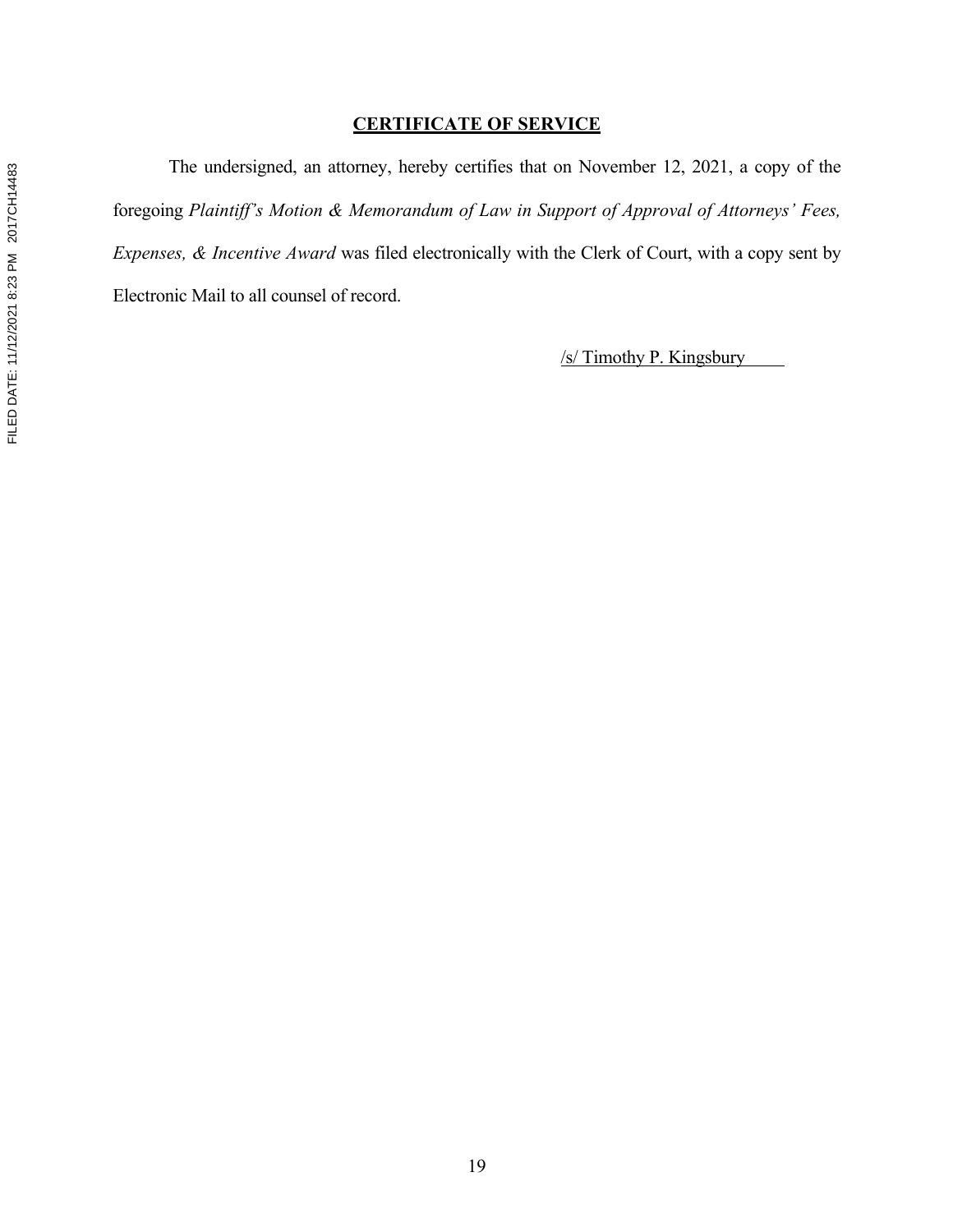**CERTIFICATE OF SERVICE**

The undersigned, an attorney, hereby certifies that on November 12, 2021, a copy of the foregoing *Plaintiff's Motion & Memorandum of Law in Support of Approval of Attorneys' Fees, Expenses, & Incentive Award* was filed electronically with the Clerk of Court, with a copy sent by Electronic Mail to all counsel of record.

/s/ Timothy P. Kingsbury